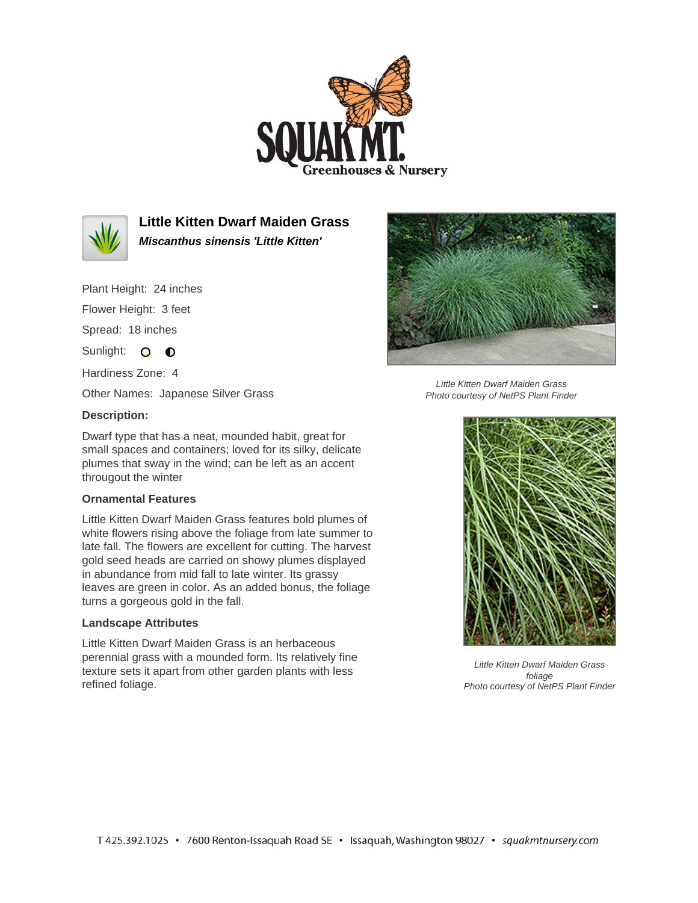# Little Kitten Dwarf Maiden Grass

***Miscanthus sinensis 'Little Kitten'***

Plant Height: 24 inches

Flower Height: 3 feet

Spread: 18 inches

Sunlight: ○ ◐

Hardiness Zone: 4

Other Names: Japanese Silver Grass

**Description:**

Dwarf type that has a neat, mounded habit, great for small spaces and containers; loved for its silky, delicate plumes that sway in the wind; can be left as an accent througout the winter

### Ornamental Features

Little Kitten Dwarf Maiden Grass features bold plumes of white flowers rising above the foliage from late summer to late fall. The flowers are excellent for cutting. The harvest gold seed heads are carried on showy plumes displayed in abundance from mid fall to late winter. Its grassy leaves are green in color. As an added bonus, the foliage turns a gorgeous gold in the fall.

### Landscape Attributes

Little Kitten Dwarf Maiden Grass is an herbaceous perennial grass with a mounded form. Its relatively fine texture sets it apart from other garden plants with less refined foliage.

*Little Kitten Dwarf Maiden Grass*
*Photo courtesy of NetPS Plant Finder*

*Little Kitten Dwarf Maiden Grass foliage*
*Photo courtesy of NetPS Plant Finder*

T 425.392.1025 • 7600 Renton-Issaquah Road SE • Issaquah, Washington 98027 • *squakmtnursery.com*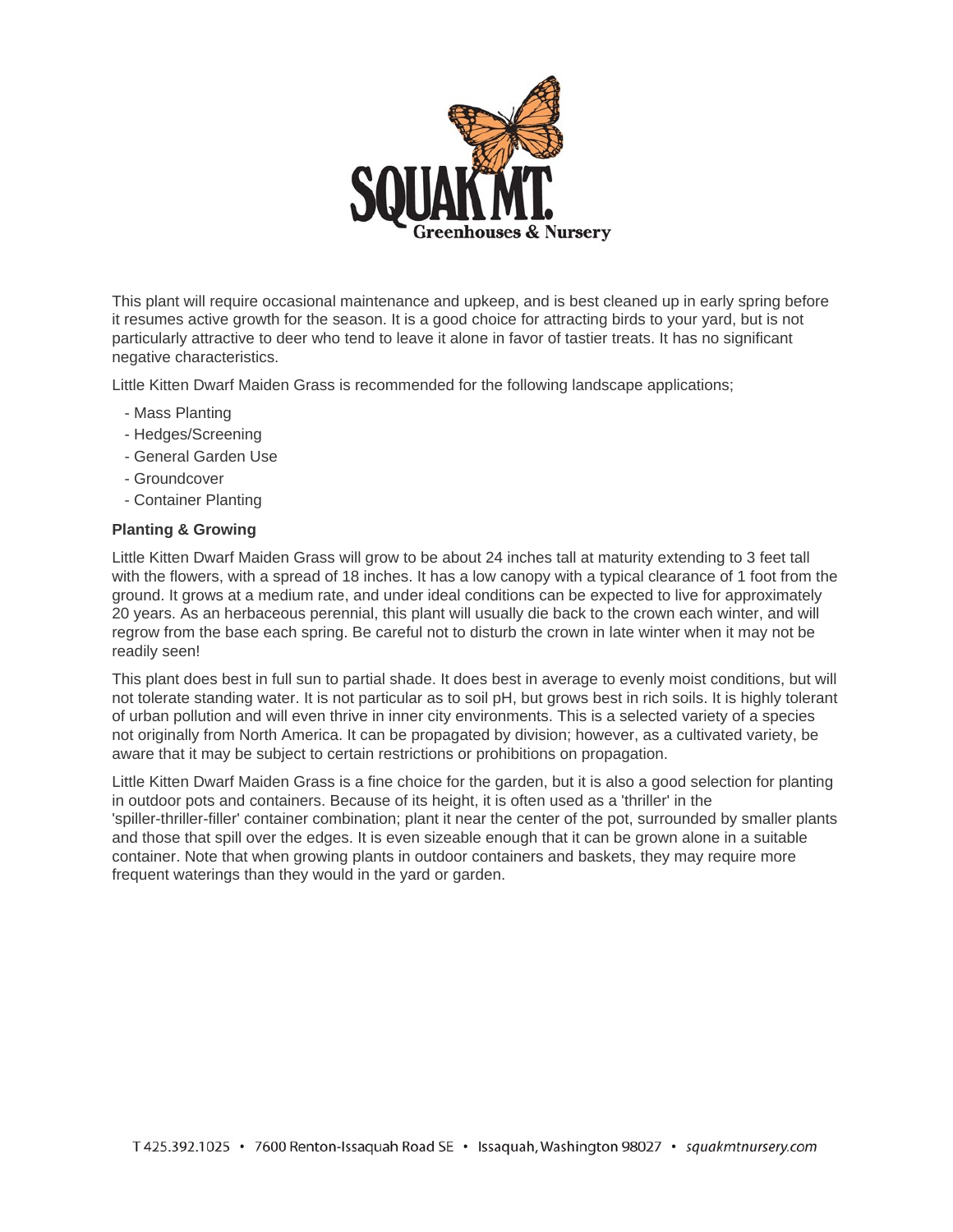This plant will require occasional maintenance and upkeep, and is best cleaned up in early spring before it resumes active growth for the season. It is a good choice for attracting birds to your yard, but is not particularly attractive to deer who tend to leave it alone in favor of tastier treats. It has no significant negative characteristics.

Little Kitten Dwarf Maiden Grass is recommended for the following landscape applications;

- Mass Planting
- Hedges/Screening
- General Garden Use
- Groundcover
- Container Planting

**Planting & Growing**

Little Kitten Dwarf Maiden Grass will grow to be about 24 inches tall at maturity extending to 3 feet tall with the flowers, with a spread of 18 inches. It has a low canopy with a typical clearance of 1 foot from the ground. It grows at a medium rate, and under ideal conditions can be expected to live for approximately 20 years. As an herbaceous perennial, this plant will usually die back to the crown each winter, and will regrow from the base each spring. Be careful not to disturb the crown in late winter when it may not be readily seen!

This plant does best in full sun to partial shade. It does best in average to evenly moist conditions, but will not tolerate standing water. It is not particular as to soil pH, but grows best in rich soils. It is highly tolerant of urban pollution and will even thrive in inner city environments. This is a selected variety of a species not originally from North America. It can be propagated by division; however, as a cultivated variety, be aware that it may be subject to certain restrictions or prohibitions on propagation.

Little Kitten Dwarf Maiden Grass is a fine choice for the garden, but it is also a good selection for planting in outdoor pots and containers. Because of its height, it is often used as a 'thriller' in the 'spiller-thriller-filler' container combination; plant it near the center of the pot, surrounded by smaller plants and those that spill over the edges. It is even sizeable enough that it can be grown alone in a suitable container. Note that when growing plants in outdoor containers and baskets, they may require more frequent waterings than they would in the yard or garden.